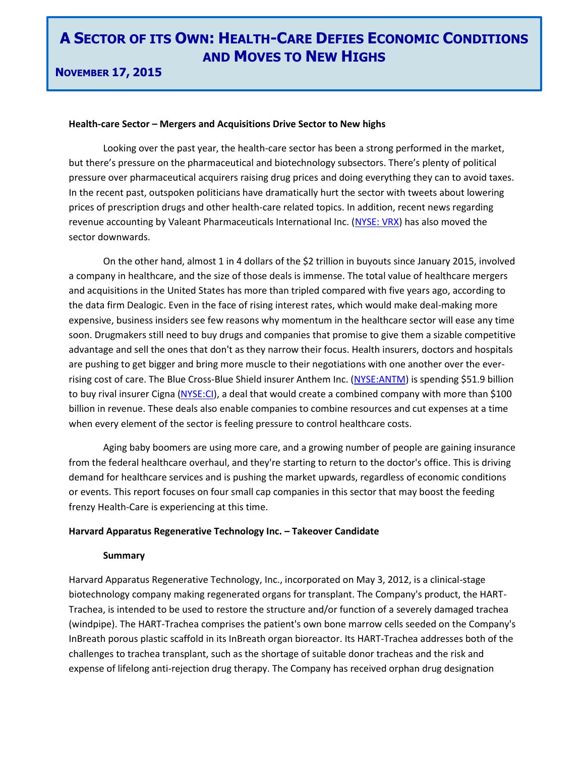# A Sector of its Own: Health-Care Defies Economic Conditions and Moves to New Highs

**November 17, 2015**

**Health-care Sector – Mergers and Acquisitions Drive Sector to New highs**

Looking over the past year, the health-care sector has been a strong performed in the market, but there's pressure on the pharmaceutical and biotechnology subsectors. There's plenty of political pressure over pharmaceutical acquirers raising drug prices and doing everything they can to avoid taxes. In the recent past, outspoken politicians have dramatically hurt the sector with tweets about lowering prices of prescription drugs and other health-care related topics. In addition, recent news regarding revenue accounting by Valeant Pharmaceuticals International Inc. (NYSE: VRX) has also moved the sector downwards.

On the other hand, almost 1 in 4 dollars of the $2 trillion in buyouts since January 2015, involved a company in healthcare, and the size of those deals is immense. The total value of healthcare mergers and acquisitions in the United States has more than tripled compared with five years ago, according to the data firm Dealogic. Even in the face of rising interest rates, which would make deal-making more expensive, business insiders see few reasons why momentum in the healthcare sector will ease any time soon. Drugmakers still need to buy drugs and companies that promise to give them a sizable competitive advantage and sell the ones that don't as they narrow their focus. Health insurers, doctors and hospitals are pushing to get bigger and bring more muscle to their negotiations with one another over the ever-rising cost of care. The Blue Cross-Blue Shield insurer Anthem Inc. (NYSE:ANTM) is spending $51.9 billion to buy rival insurer Cigna (NYSE:CI), a deal that would create a combined company with more than $100 billion in revenue. These deals also enable companies to combine resources and cut expenses at a time when every element of the sector is feeling pressure to control healthcare costs.

Aging baby boomers are using more care, and a growing number of people are gaining insurance from the federal healthcare overhaul, and they're starting to return to the doctor's office. This is driving demand for healthcare services and is pushing the market upwards, regardless of economic conditions or events. This report focuses on four small cap companies in this sector that may boost the feeding frenzy Health-Care is experiencing at this time.

**Harvard Apparatus Regenerative Technology Inc. – Takeover Candidate**

**Summary**

Harvard Apparatus Regenerative Technology, Inc., incorporated on May 3, 2012, is a clinical-stage biotechnology company making regenerated organs for transplant. The Company's product, the HART-Trachea, is intended to be used to restore the structure and/or function of a severely damaged trachea (windpipe). The HART-Trachea comprises the patient's own bone marrow cells seeded on the Company's InBreath porous plastic scaffold in its InBreath organ bioreactor. Its HART-Trachea addresses both of the challenges to trachea transplant, such as the shortage of suitable donor tracheas and the risk and expense of lifelong anti-rejection drug therapy. The Company has received orphan drug designation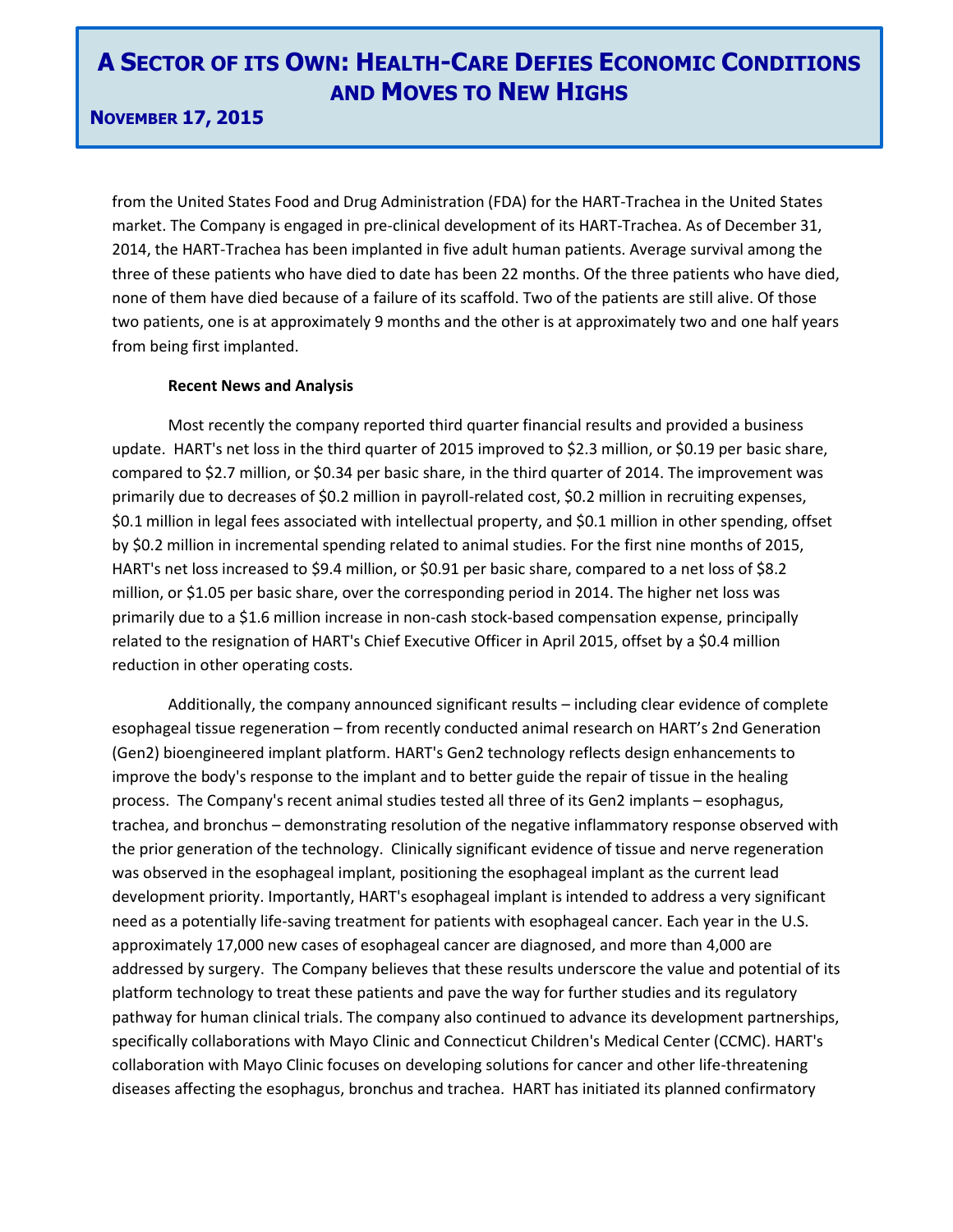from the United States Food and Drug Administration (FDA) for the HART-Trachea in the United States market. The Company is engaged in pre-clinical development of its HART-Trachea. As of December 31, 2014, the HART-Trachea has been implanted in five adult human patients. Average survival among the three of these patients who have died to date has been 22 months. Of the three patients who have died, none of them have died because of a failure of its scaffold. Two of the patients are still alive. Of those two patients, one is at approximately 9 months and the other is at approximately two and one half years from being first implanted.

**Recent News and Analysis**

Most recently the company reported third quarter financial results and provided a business update. HART's net loss in the third quarter of 2015 improved to $2.3 million, or $0.19 per basic share, compared to $2.7 million, or $0.34 per basic share, in the third quarter of 2014. The improvement was primarily due to decreases of $0.2 million in payroll-related cost, $0.2 million in recruiting expenses, $0.1 million in legal fees associated with intellectual property, and $0.1 million in other spending, offset by $0.2 million in incremental spending related to animal studies. For the first nine months of 2015, HART's net loss increased to $9.4 million, or $0.91 per basic share, compared to a net loss of $8.2 million, or $1.05 per basic share, over the corresponding period in 2014. The higher net loss was primarily due to a $1.6 million increase in non-cash stock-based compensation expense, principally related to the resignation of HART's Chief Executive Officer in April 2015, offset by a $0.4 million reduction in other operating costs.

Additionally, the company announced significant results – including clear evidence of complete esophageal tissue regeneration – from recently conducted animal research on HART's 2nd Generation (Gen2) bioengineered implant platform. HART's Gen2 technology reflects design enhancements to improve the body's response to the implant and to better guide the repair of tissue in the healing process. The Company's recent animal studies tested all three of its Gen2 implants – esophagus, trachea, and bronchus – demonstrating resolution of the negative inflammatory response observed with the prior generation of the technology. Clinically significant evidence of tissue and nerve regeneration was observed in the esophageal implant, positioning the esophageal implant as the current lead development priority. Importantly, HART's esophageal implant is intended to address a very significant need as a potentially life-saving treatment for patients with esophageal cancer. Each year in the U.S. approximately 17,000 new cases of esophageal cancer are diagnosed, and more than 4,000 are addressed by surgery. The Company believes that these results underscore the value and potential of its platform technology to treat these patients and pave the way for further studies and its regulatory pathway for human clinical trials. The company also continued to advance its development partnerships, specifically collaborations with Mayo Clinic and Connecticut Children's Medical Center (CCMC). HART's collaboration with Mayo Clinic focuses on developing solutions for cancer and other life-threatening diseases affecting the esophagus, bronchus and trachea. HART has initiated its planned confirmatory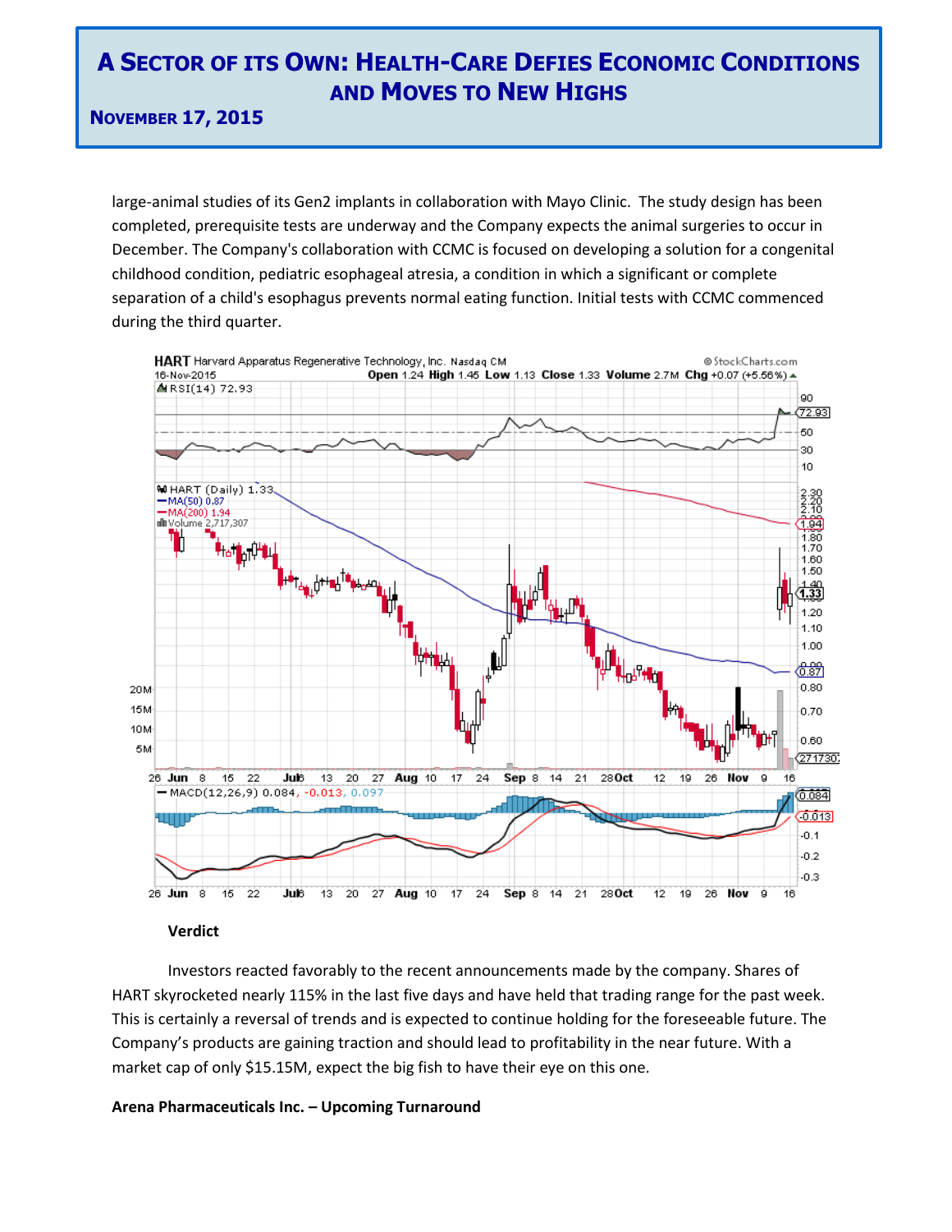large-animal studies of its Gen2 implants in collaboration with Mayo Clinic. The study design has been completed, prerequisite tests are underway and the Company expects the animal surgeries to occur in December. The Company's collaboration with CCMC is focused on developing a solution for a congenital childhood condition, pediatric esophageal atresia, a condition in which a significant or complete separation of a child's esophagus prevents normal eating function. Initial tests with CCMC commenced during the third quarter.

**Verdict**

Investors reacted favorably to the recent announcements made by the company. Shares of HART skyrocketed nearly 115% in the last five days and have held that trading range for the past week. This is certainly a reversal of trends and is expected to continue holding for the foreseeable future. The Company's products are gaining traction and should lead to profitability in the near future. With a market cap of only $15.15M, expect the big fish to have their eye on this one.

**Arena Pharmaceuticals Inc. – Upcoming Turnaround**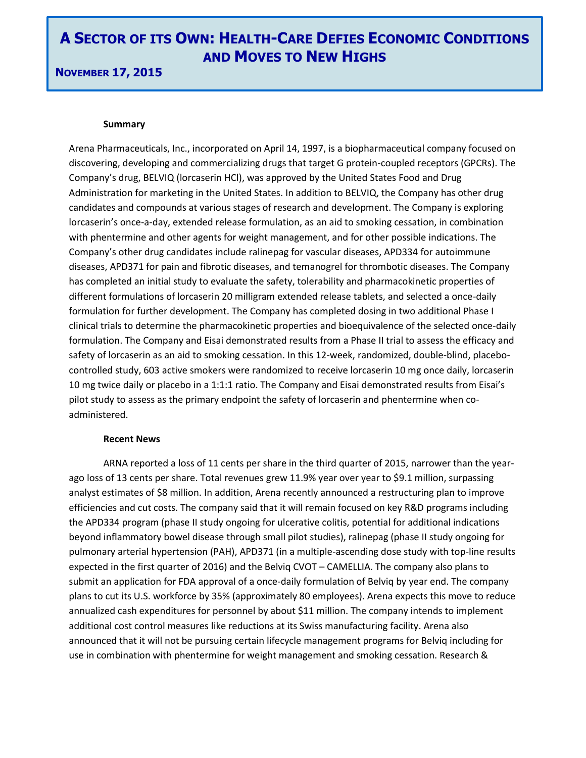# A Sector of its Own: Health-Care Defies Economic Conditions and Moves to New Highs

**November 17, 2015**

**Summary**

Arena Pharmaceuticals, Inc., incorporated on April 14, 1997, is a biopharmaceutical company focused on discovering, developing and commercializing drugs that target G protein-coupled receptors (GPCRs). The Company's drug, BELVIQ (lorcaserin HCl), was approved by the United States Food and Drug Administration for marketing in the United States. In addition to BELVIQ, the Company has other drug candidates and compounds at various stages of research and development. The Company is exploring lorcaserin's once-a-day, extended release formulation, as an aid to smoking cessation, in combination with phentermine and other agents for weight management, and for other possible indications. The Company's other drug candidates include ralinepag for vascular diseases, APD334 for autoimmune diseases, APD371 for pain and fibrotic diseases, and temanogrel for thrombotic diseases. The Company has completed an initial study to evaluate the safety, tolerability and pharmacokinetic properties of different formulations of lorcaserin 20 milligram extended release tablets, and selected a once-daily formulation for further development. The Company has completed dosing in two additional Phase I clinical trials to determine the pharmacokinetic properties and bioequivalence of the selected once-daily formulation. The Company and Eisai demonstrated results from a Phase II trial to assess the efficacy and safety of lorcaserin as an aid to smoking cessation. In this 12-week, randomized, double-blind, placebo-controlled study, 603 active smokers were randomized to receive lorcaserin 10 mg once daily, lorcaserin 10 mg twice daily or placebo in a 1:1:1 ratio. The Company and Eisai demonstrated results from Eisai's pilot study to assess as the primary endpoint the safety of lorcaserin and phentermine when co-administered.

**Recent News**

ARNA reported a loss of 11 cents per share in the third quarter of 2015, narrower than the year-ago loss of 13 cents per share. Total revenues grew 11.9% year over year to $9.1 million, surpassing analyst estimates of $8 million. In addition, Arena recently announced a restructuring plan to improve efficiencies and cut costs. The company said that it will remain focused on key R&D programs including the APD334 program (phase II study ongoing for ulcerative colitis, potential for additional indications beyond inflammatory bowel disease through small pilot studies), ralinepag (phase II study ongoing for pulmonary arterial hypertension (PAH), APD371 (in a multiple-ascending dose study with top-line results expected in the first quarter of 2016) and the Belviq CVOT – CAMELLIA. The company also plans to submit an application for FDA approval of a once-daily formulation of Belviq by year end. The company plans to cut its U.S. workforce by 35% (approximately 80 employees). Arena expects this move to reduce annualized cash expenditures for personnel by about $11 million. The company intends to implement additional cost control measures like reductions at its Swiss manufacturing facility. Arena also announced that it will not be pursuing certain lifecycle management programs for Belviq including for use in combination with phentermine for weight management and smoking cessation. Research &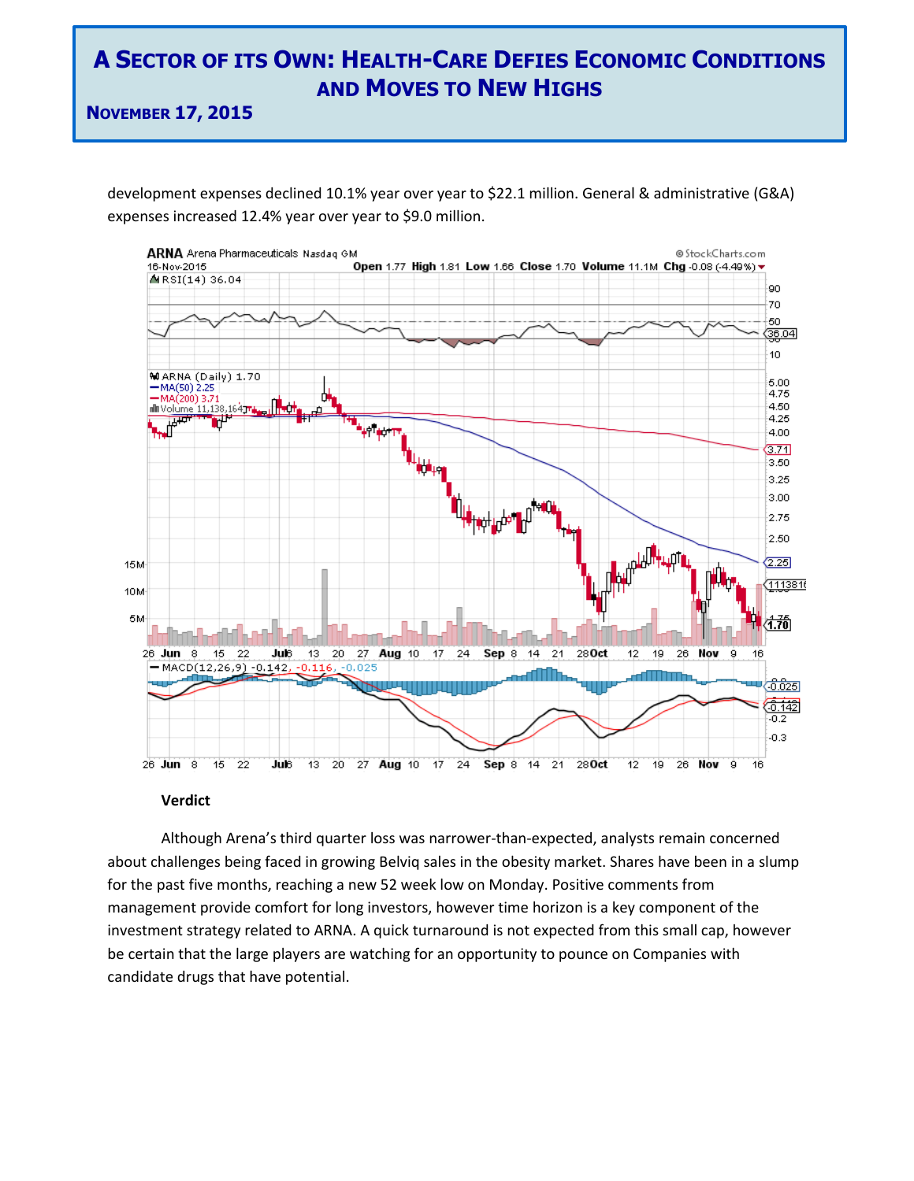development expenses declined 10.1% year over year to $22.1 million. General & administrative (G&A) expenses increased 12.4% year over year to $9.0 million.

**Verdict**

Although Arena's third quarter loss was narrower-than-expected, analysts remain concerned about challenges being faced in growing Belviq sales in the obesity market. Shares have been in a slump for the past five months, reaching a new 52 week low on Monday. Positive comments from management provide comfort for long investors, however time horizon is a key component of the investment strategy related to ARNA. A quick turnaround is not expected from this small cap, however be certain that the large players are watching for an opportunity to pounce on Companies with candidate drugs that have potential.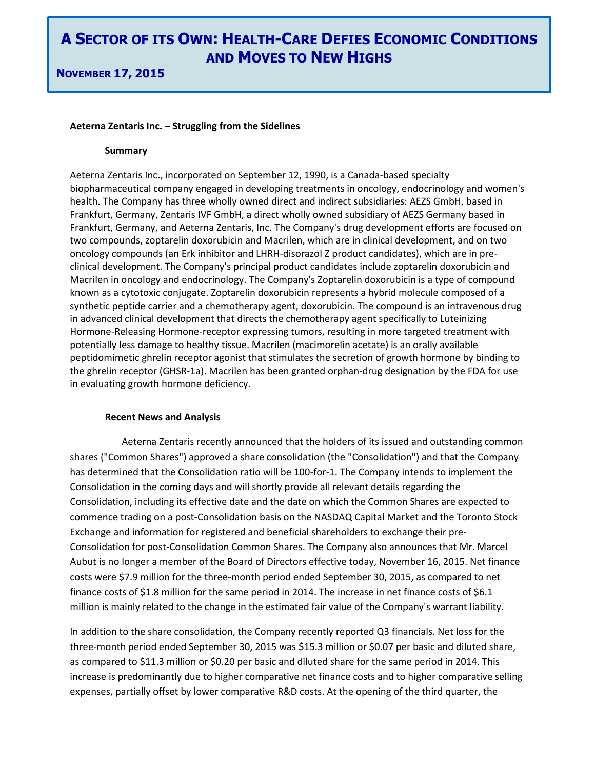# A Sector of its Own: Health-Care Defies Economic Conditions and Moves to New Highs

**November 17, 2015**

**Aeterna Zentaris Inc. – Struggling from the Sidelines**

**Summary**

Aeterna Zentaris Inc., incorporated on September 12, 1990, is a Canada-based specialty biopharmaceutical company engaged in developing treatments in oncology, endocrinology and women's health. The Company has three wholly owned direct and indirect subsidiaries: AEZS GmbH, based in Frankfurt, Germany, Zentaris IVF GmbH, a direct wholly owned subsidiary of AEZS Germany based in Frankfurt, Germany, and Aeterna Zentaris, Inc. The Company's drug development efforts are focused on two compounds, zoptarelin doxorubicin and Macrilen, which are in clinical development, and on two oncology compounds (an Erk inhibitor and LHRH-disorazol Z product candidates), which are in pre-clinical development. The Company's principal product candidates include zoptarelin doxorubicin and Macrilen in oncology and endocrinology. The Company's Zoptarelin doxorubicin is a type of compound known as a cytotoxic conjugate. Zoptarelin doxorubicin represents a hybrid molecule composed of a synthetic peptide carrier and a chemotherapy agent, doxorubicin. The compound is an intravenous drug in advanced clinical development that directs the chemotherapy agent specifically to Luteinizing Hormone-Releasing Hormone-receptor expressing tumors, resulting in more targeted treatment with potentially less damage to healthy tissue. Macrilen (macimorelin acetate) is an orally available peptidomimetic ghrelin receptor agonist that stimulates the secretion of growth hormone by binding to the ghrelin receptor (GHSR-1a). Macrilen has been granted orphan-drug designation by the FDA for use in evaluating growth hormone deficiency.

**Recent News and Analysis**

Aeterna Zentaris recently announced that the holders of its issued and outstanding common shares ("Common Shares") approved a share consolidation (the "Consolidation") and that the Company has determined that the Consolidation ratio will be 100-for-1. The Company intends to implement the Consolidation in the coming days and will shortly provide all relevant details regarding the Consolidation, including its effective date and the date on which the Common Shares are expected to commence trading on a post-Consolidation basis on the NASDAQ Capital Market and the Toronto Stock Exchange and information for registered and beneficial shareholders to exchange their pre-Consolidation for post-Consolidation Common Shares. The Company also announces that Mr. Marcel Aubut is no longer a member of the Board of Directors effective today, November 16, 2015. Net finance costs were $7.9 million for the three-month period ended September 30, 2015, as compared to net finance costs of $1.8 million for the same period in 2014. The increase in net finance costs of $6.1 million is mainly related to the change in the estimated fair value of the Company's warrant liability.

In addition to the share consolidation, the Company recently reported Q3 financials. Net loss for the three-month period ended September 30, 2015 was $15.3 million or $0.07 per basic and diluted share, as compared to $11.3 million or $0.20 per basic and diluted share for the same period in 2014. This increase is predominantly due to higher comparative net finance costs and to higher comparative selling expenses, partially offset by lower comparative R&D costs. At the opening of the third quarter, the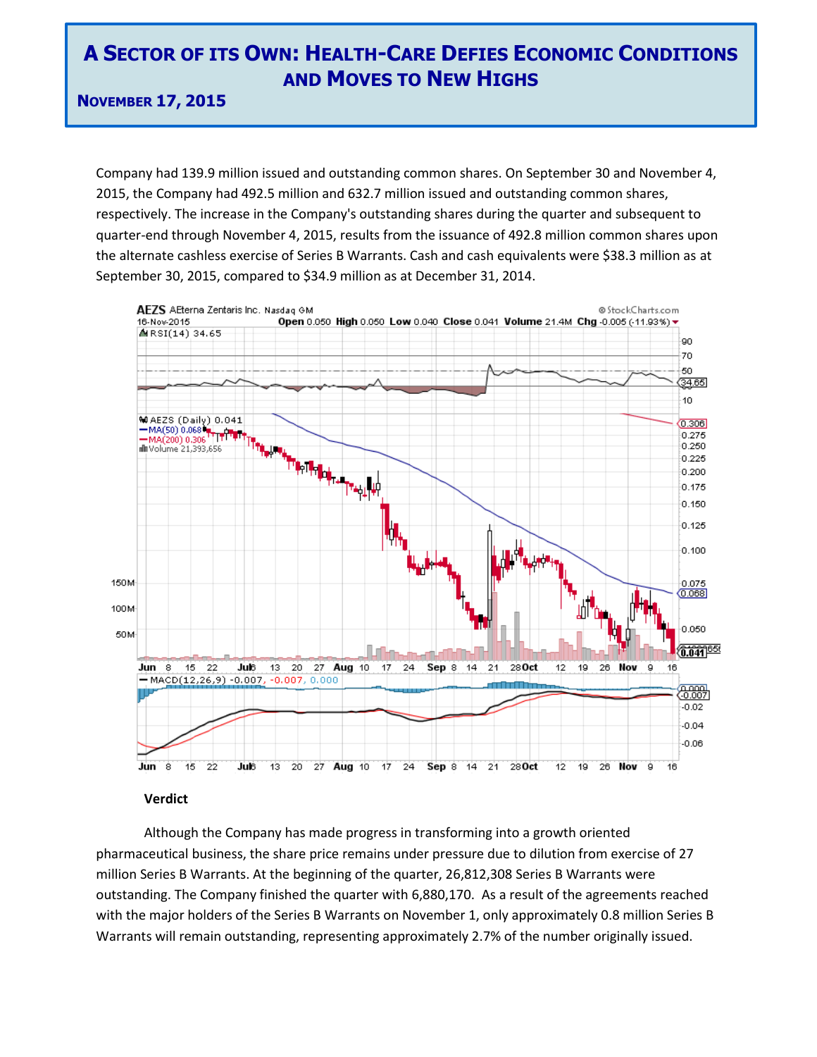# A Sector of its Own: Health-Care Defies Economic Conditions and Moves to New Highs

**November 17, 2015**

Company had 139.9 million issued and outstanding common shares. On September 30 and November 4, 2015, the Company had 492.5 million and 632.7 million issued and outstanding common shares, respectively. The increase in the Company's outstanding shares during the quarter and subsequent to quarter-end through November 4, 2015, results from the issuance of 492.8 million common shares upon the alternate cashless exercise of Series B Warrants. Cash and cash equivalents were $38.3 million as at September 30, 2015, compared to $34.9 million as at December 31, 2014.

**Verdict**

Although the Company has made progress in transforming into a growth oriented pharmaceutical business, the share price remains under pressure due to dilution from exercise of 27 million Series B Warrants. At the beginning of the quarter, 26,812,308 Series B Warrants were outstanding. The Company finished the quarter with 6,880,170. As a result of the agreements reached with the major holders of the Series B Warrants on November 1, only approximately 0.8 million Series B Warrants will remain outstanding, representing approximately 2.7% of the number originally issued.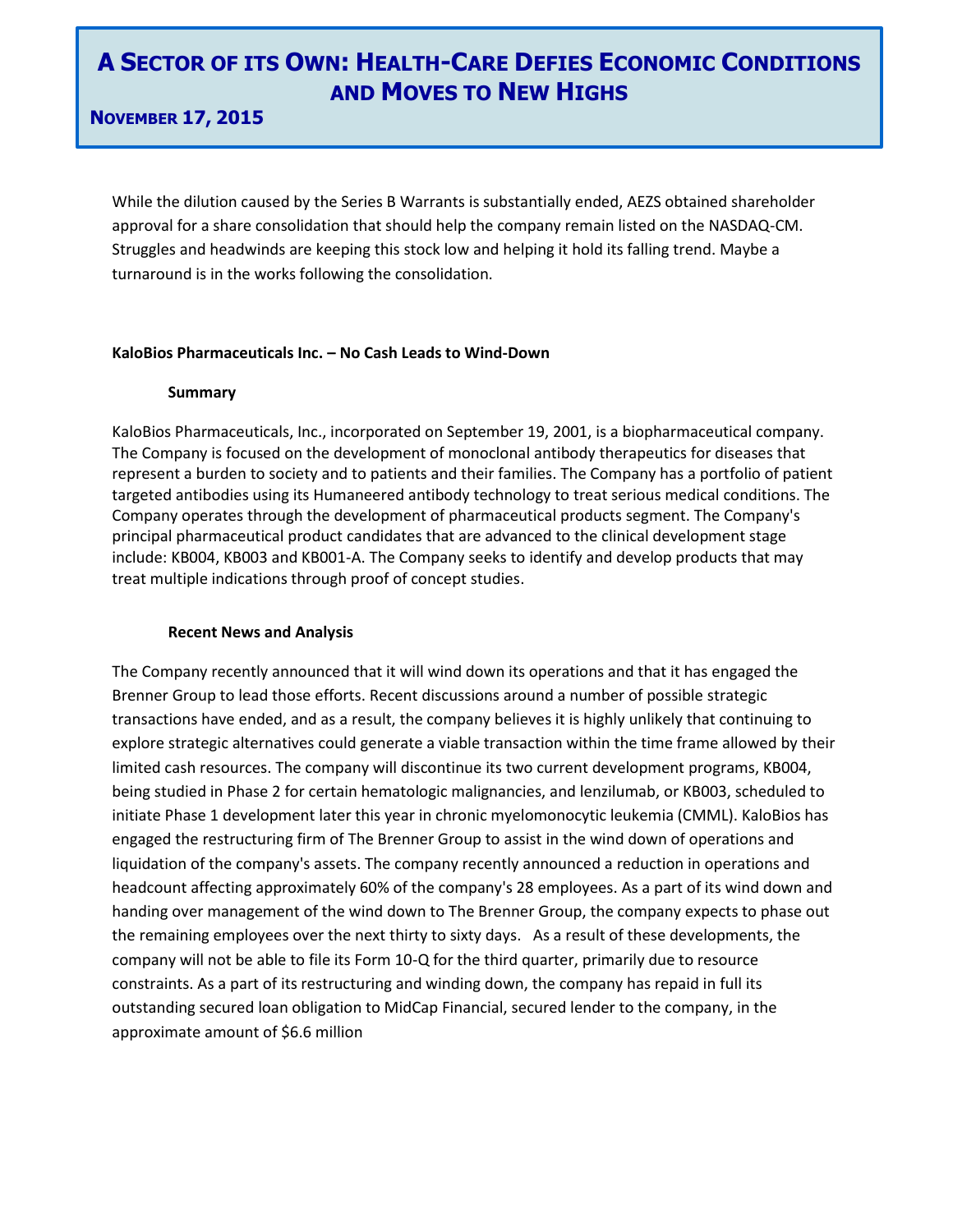While the dilution caused by the Series B Warrants is substantially ended, AEZS obtained shareholder approval for a share consolidation that should help the company remain listed on the NASDAQ-CM. Struggles and headwinds are keeping this stock low and helping it hold its falling trend. Maybe a turnaround is in the works following the consolidation.

### KaloBios Pharmaceuticals Inc. – No Cash Leads to Wind-Down

#### Summary

KaloBios Pharmaceuticals, Inc., incorporated on September 19, 2001, is a biopharmaceutical company. The Company is focused on the development of monoclonal antibody therapeutics for diseases that represent a burden to society and to patients and their families. The Company has a portfolio of patient targeted antibodies using its Humaneered antibody technology to treat serious medical conditions. The Company operates through the development of pharmaceutical products segment. The Company's principal pharmaceutical product candidates that are advanced to the clinical development stage include: KB004, KB003 and KB001-A. The Company seeks to identify and develop products that may treat multiple indications through proof of concept studies.

#### Recent News and Analysis

The Company recently announced that it will wind down its operations and that it has engaged the Brenner Group to lead those efforts. Recent discussions around a number of possible strategic transactions have ended, and as a result, the company believes it is highly unlikely that continuing to explore strategic alternatives could generate a viable transaction within the time frame allowed by their limited cash resources. The company will discontinue its two current development programs, KB004, being studied in Phase 2 for certain hematologic malignancies, and lenzilumab, or KB003, scheduled to initiate Phase 1 development later this year in chronic myelomonocytic leukemia (CMML). KaloBios has engaged the restructuring firm of The Brenner Group to assist in the wind down of operations and liquidation of the company's assets. The company recently announced a reduction in operations and headcount affecting approximately 60% of the company's 28 employees. As a part of its wind down and handing over management of the wind down to The Brenner Group, the company expects to phase out the remaining employees over the next thirty to sixty days. As a result of these developments, the company will not be able to file its Form 10-Q for the third quarter, primarily due to resource constraints. As a part of its restructuring and winding down, the company has repaid in full its outstanding secured loan obligation to MidCap Financial, secured lender to the company, in the approximate amount of $6.6 million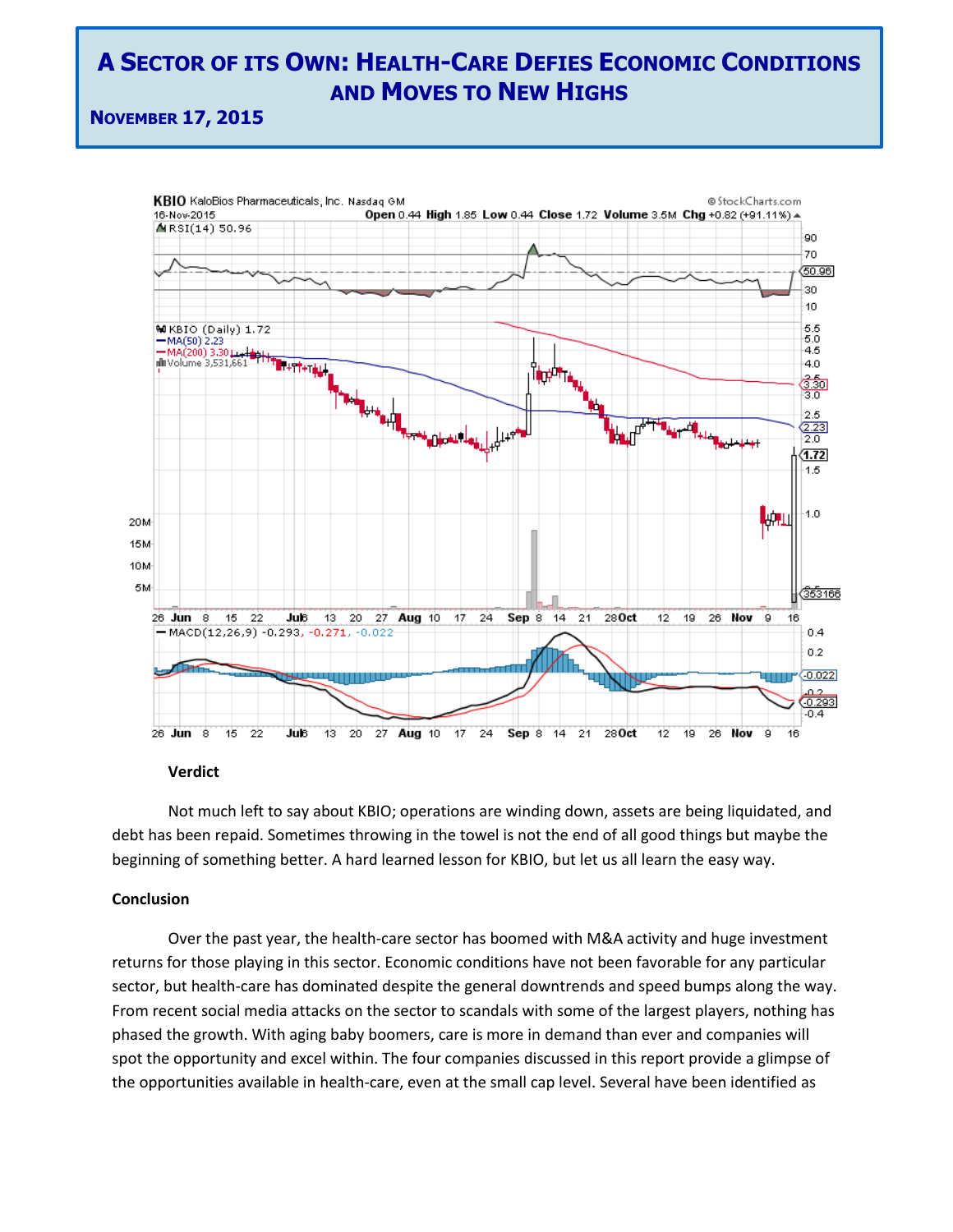# A Sector of its Own: Health-Care Defies Economic Conditions and Moves to New Highs

**November 17, 2015**

**Verdict**

Not much left to say about KBIO; operations are winding down, assets are being liquidated, and debt has been repaid. Sometimes throwing in the towel is not the end of all good things but maybe the beginning of something better. A hard learned lesson for KBIO, but let us all learn the easy way.

**Conclusion**

Over the past year, the health-care sector has boomed with M&A activity and huge investment returns for those playing in this sector. Economic conditions have not been favorable for any particular sector, but health-care has dominated despite the general downtrends and speed bumps along the way. From recent social media attacks on the sector to scandals with some of the largest players, nothing has phased the growth. With aging baby boomers, care is more in demand than ever and companies will spot the opportunity and excel within. The four companies discussed in this report provide a glimpse of the opportunities available in health-care, even at the small cap level. Several have been identified as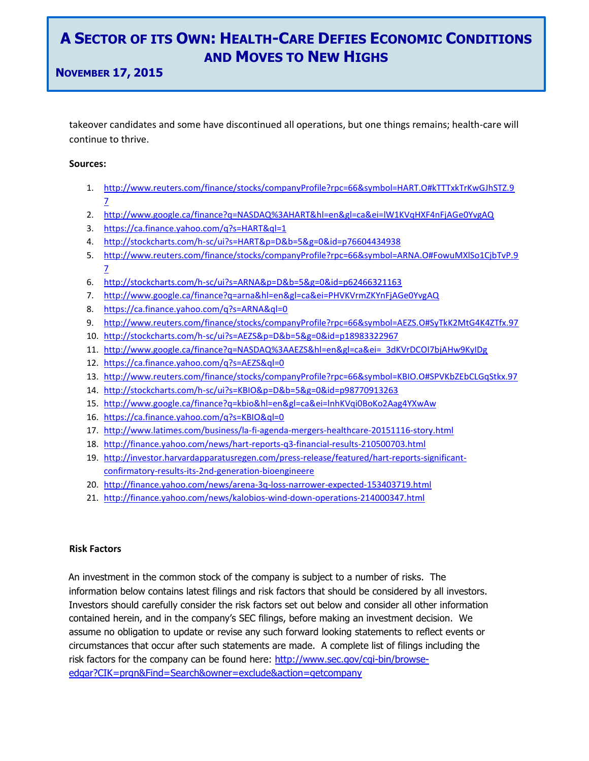takeover candidates and some have discontinued all operations, but one things remains; health-care will continue to thrive.

**Sources:**

1. http://www.reuters.com/finance/stocks/companyProfile?rpc=66&symbol=HART.O#kTTTxkTrKwGJhSTZ.97
2. http://www.google.ca/finance?q=NASDAQ%3AHART&hl=en&gl=ca&ei=lW1KVqHXF4nFjAGe0YvgAQ
3. https://ca.finance.yahoo.com/q?s=HART&ql=1
4. http://stockcharts.com/h-sc/ui?s=HART&p=D&b=5&g=0&id=p76604434938
5. http://www.reuters.com/finance/stocks/companyProfile?rpc=66&symbol=ARNA.O#FowuMXlSo1CjbTvP.97
6. http://stockcharts.com/h-sc/ui?s=ARNA&p=D&b=5&g=0&id=p62466321163
7. http://www.google.ca/finance?q=arna&hl=en&gl=ca&ei=PHVKVrmZKYnFjAGe0YvgAQ
8. https://ca.finance.yahoo.com/q?s=ARNA&ql=0
9. http://www.reuters.com/finance/stocks/companyProfile?rpc=66&symbol=AEZS.O#SyTkK2MtG4K4ZTfx.97
10. http://stockcharts.com/h-sc/ui?s=AEZS&p=D&b=5&g=0&id=p18983322967
11. http://www.google.ca/finance?q=NASDAQ%3AAEZS&hl=en&gl=ca&ei=_3dKVrDCOI7bjAHw9KyIDg
12. https://ca.finance.yahoo.com/q?s=AEZS&ql=0
13. http://www.reuters.com/finance/stocks/companyProfile?rpc=66&symbol=KBIO.O#SPVKbZEbCLGqStkx.97
14. http://stockcharts.com/h-sc/ui?s=KBIO&p=D&b=5&g=0&id=p98770913263
15. http://www.google.ca/finance?q=kbio&hl=en&gl=ca&ei=lnhKVqi0BoKo2Aag4YXwAw
16. https://ca.finance.yahoo.com/q?s=KBIO&ql=0
17. http://www.latimes.com/business/la-fi-agenda-mergers-healthcare-20151116-story.html
18. http://finance.yahoo.com/news/hart-reports-q3-financial-results-210500703.html
19. http://investor.harvardapparatusregen.com/press-release/featured/hart-reports-significant-confirmatory-results-its-2nd-generation-bioengineere
20. http://finance.yahoo.com/news/arena-3q-loss-narrower-expected-153403719.html
21. http://finance.yahoo.com/news/kalobios-wind-down-operations-214000347.html

**Risk Factors**

An investment in the common stock of the company is subject to a number of risks. The information below contains latest filings and risk factors that should be considered by all investors. Investors should carefully consider the risk factors set out below and consider all other information contained herein, and in the company's SEC filings, before making an investment decision. We assume no obligation to update or revise any such forward looking statements to reflect events or circumstances that occur after such statements are made. A complete list of filings including the risk factors for the company can be found here: http://www.sec.gov/cgi-bin/browse-edgar?CIK=prgn&Find=Search&owner=exclude&action=getcompany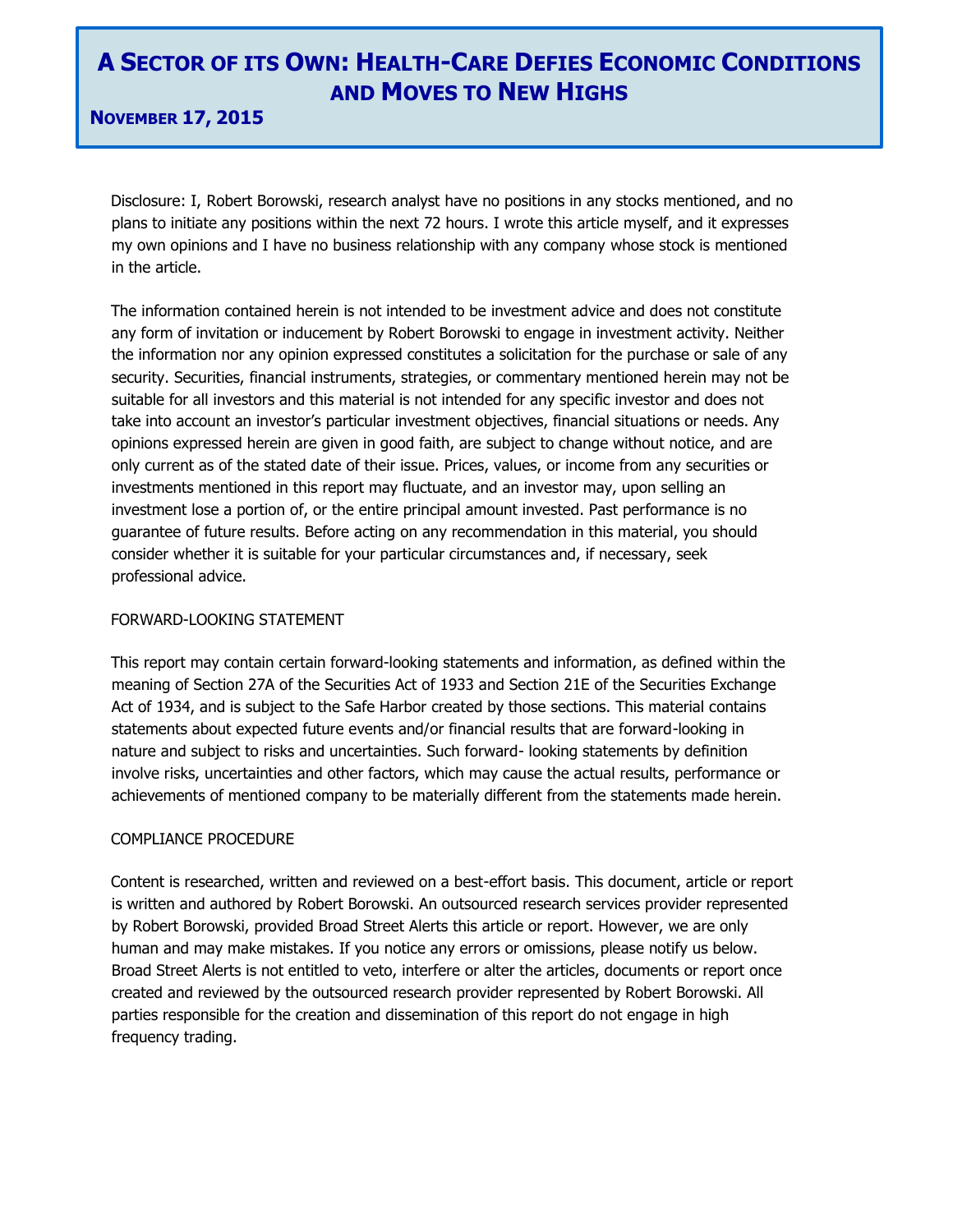# A Sector of its Own: Health-Care Defies Economic Conditions and Moves to New Highs

**November 17, 2015**

Disclosure: I, Robert Borowski, research analyst have no positions in any stocks mentioned, and no plans to initiate any positions within the next 72 hours. I wrote this article myself, and it expresses my own opinions and I have no business relationship with any company whose stock is mentioned in the article.

The information contained herein is not intended to be investment advice and does not constitute any form of invitation or inducement by Robert Borowski to engage in investment activity. Neither the information nor any opinion expressed constitutes a solicitation for the purchase or sale of any security. Securities, financial instruments, strategies, or commentary mentioned herein may not be suitable for all investors and this material is not intended for any specific investor and does not take into account an investor's particular investment objectives, financial situations or needs. Any opinions expressed herein are given in good faith, are subject to change without notice, and are only current as of the stated date of their issue. Prices, values, or income from any securities or investments mentioned in this report may fluctuate, and an investor may, upon selling an investment lose a portion of, or the entire principal amount invested. Past performance is no guarantee of future results. Before acting on any recommendation in this material, you should consider whether it is suitable for your particular circumstances and, if necessary, seek professional advice.

FORWARD-LOOKING STATEMENT

This report may contain certain forward-looking statements and information, as defined within the meaning of Section 27A of the Securities Act of 1933 and Section 21E of the Securities Exchange Act of 1934, and is subject to the Safe Harbor created by those sections. This material contains statements about expected future events and/or financial results that are forward-looking in nature and subject to risks and uncertainties. Such forward- looking statements by definition involve risks, uncertainties and other factors, which may cause the actual results, performance or achievements of mentioned company to be materially different from the statements made herein.

COMPLIANCE PROCEDURE

Content is researched, written and reviewed on a best-effort basis. This document, article or report is written and authored by Robert Borowski. An outsourced research services provider represented by Robert Borowski, provided Broad Street Alerts this article or report. However, we are only human and may make mistakes. If you notice any errors or omissions, please notify us below. Broad Street Alerts is not entitled to veto, interfere or alter the articles, documents or report once created and reviewed by the outsourced research provider represented by Robert Borowski. All parties responsible for the creation and dissemination of this report do not engage in high frequency trading.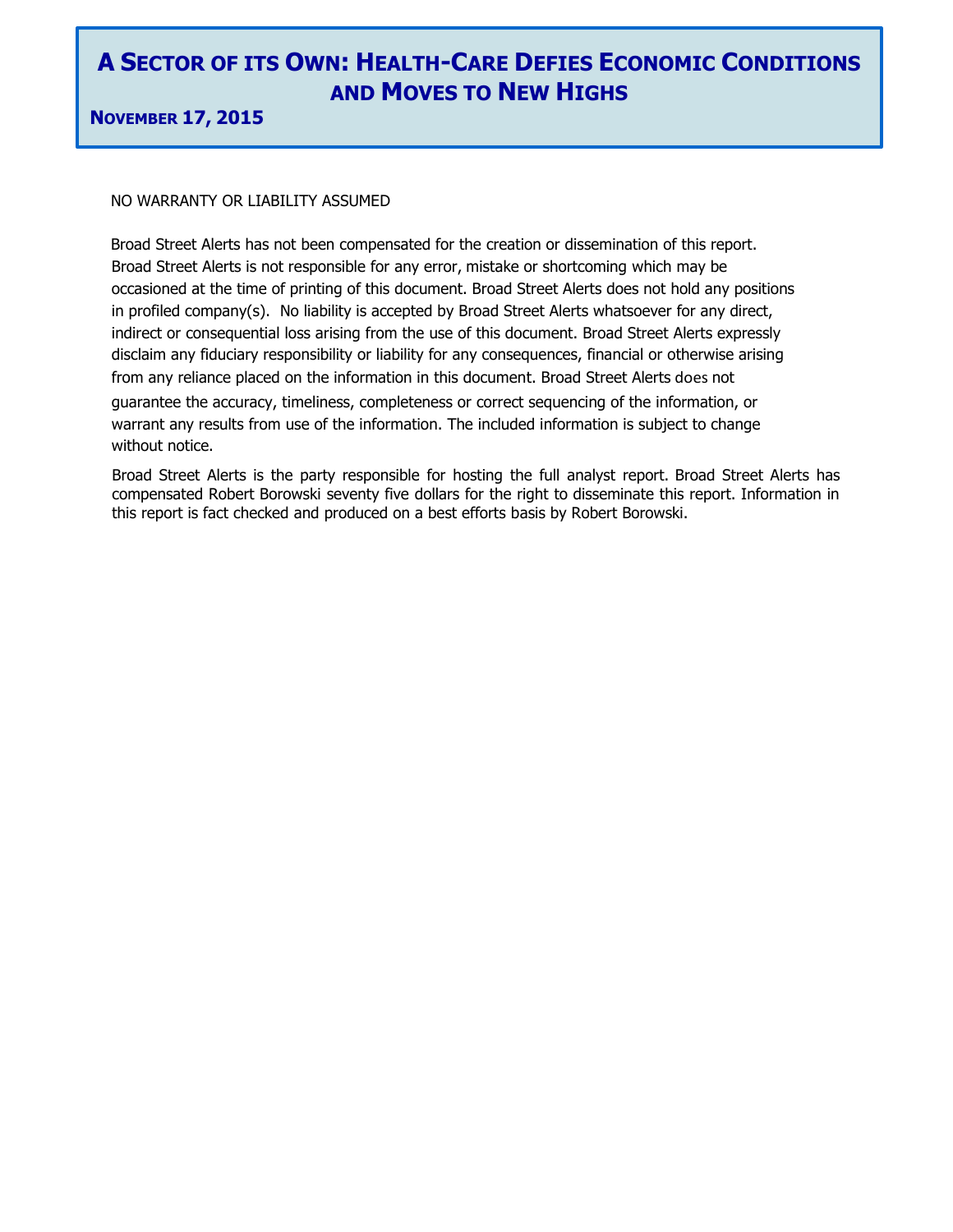# A Sector of its Own: Health-Care Defies Economic Conditions and Moves to New Highs

**November 17, 2015**

NO WARRANTY OR LIABILITY ASSUMED

Broad Street Alerts has not been compensated for the creation or dissemination of this report. Broad Street Alerts is not responsible for any error, mistake or shortcoming which may be occasioned at the time of printing of this document. Broad Street Alerts does not hold any positions in profiled company(s). No liability is accepted by Broad Street Alerts whatsoever for any direct, indirect or consequential loss arising from the use of this document. Broad Street Alerts expressly disclaim any fiduciary responsibility or liability for any consequences, financial or otherwise arising from any reliance placed on the information in this document. Broad Street Alerts does not guarantee the accuracy, timeliness, completeness or correct sequencing of the information, or warrant any results from use of the information. The included information is subject to change without notice.

Broad Street Alerts is the party responsible for hosting the full analyst report. Broad Street Alerts has compensated Robert Borowski seventy five dollars for the right to disseminate this report. Information in this report is fact checked and produced on a best efforts basis by Robert Borowski.